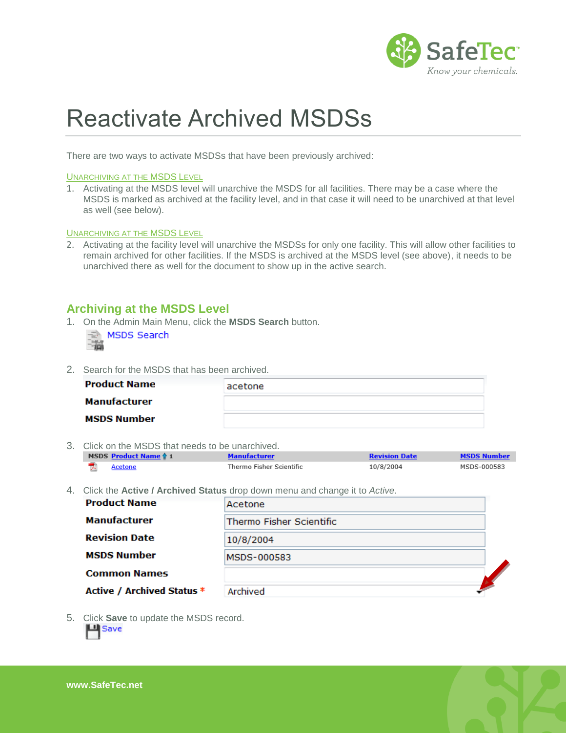# Reactivate Archived MSDSs

There are two ways to activate MSDSs that have been previously archived:

UNARCHIVING AT THE MSDS LEVEL

1. Activating at the MSDS level will unarchive the MSDS for all facilities. There may be a case where the MSDS is marked as archived at the facility level, and in that case it will need to be unarchived at that level as well (see below).

UNARCHIVING AT THE MSDS LEVEL

2. Activating at the facility level will unarchive the MSDSs for only one facility. This will allow other facilities to remain archived for other facilities. If the MSDS is archived at the MSDS level (see above), it needs to be unarchived there as well for the document to show up in the active search.

## Archiving at the MSDS Level

1. On the Admin Main Menu, click the **MSDS Search** button.

   MSDS Search

2. Search for the MSDS that has been archived.

   | | |
   |---|---|
   | **Product Name** | acetone |
   | **Manufacturer** | |
   | **MSDS Number** | |

3. Click on the MSDS that needs to be unarchived.

   | MSDS | Product Name ↑ 1 | Manufacturer | Revision Date | MSDS Number |
   |---|---|---|---|---|
   | | Acetone | Thermo Fisher Scientific | 10/8/2004 | MSDS-000583 |

4. Click the **Active / Archived Status** drop down menu and change it to *Active*.

   | | |
   |---|---|
   | **Product Name** | Acetone |
   | **Manufacturer** | Thermo Fisher Scientific |
   | **Revision Date** | 10/8/2004 |
   | **MSDS Number** | MSDS-000583 |
   | **Common Names** | |
   | **Active / Archived Status** * | Archived |

5. Click **Save** to update the MSDS record.

   Save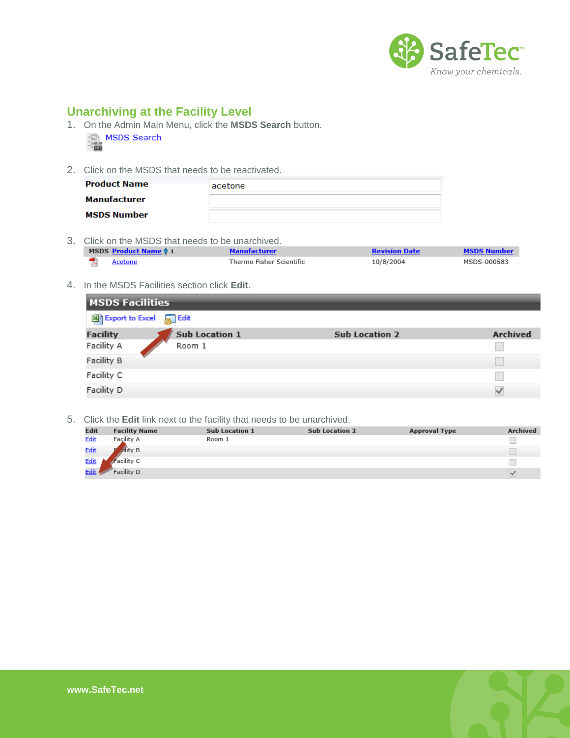## Unarchiving at the Facility Level

1. On the Admin Main Menu, click the **MSDS Search** button.

   MSDS Search

2. Click on the MSDS that needs to be reactivated.

   | | |
   |---|---|
   | **Product Name** | acetone |
   | **Manufacturer** | |
   | **MSDS Number** | |

3. Click on the MSDS that needs to be unarchived.

   | MSDS | Product Name ↑ 1 | Manufacturer | Revision Date | MSDS Number |
   |---|---|---|---|---|
   | | Acetone | Thermo Fisher Scientific | 10/8/2004 | MSDS-000583 |

4. In the MSDS Facilities section click **Edit**.

   **MSDS Facilities**

   Export to Excel  Edit

   | Facility | Sub Location 1 | Sub Location 2 | Archived |
   |---|---|---|---|
   | Facility A | Room 1 | | ☐ |
   | Facility B | | | ☐ |
   | Facility C | | | ☐ |
   | Facility D | | | ☑ |

5. Click the **Edit** link next to the facility that needs to be unarchived.

   | Edit | Facility Name | Sub Location 1 | Sub Location 2 | Approval Type | Archived |
   |---|---|---|---|---|---|
   | Edit | Facility A | Room 1 | | | ☐ |
   | Edit | Facility B | | | | ☐ |
   | Edit | Facility C | | | | ☐ |
   | Edit | Facility D | | | | ☑ |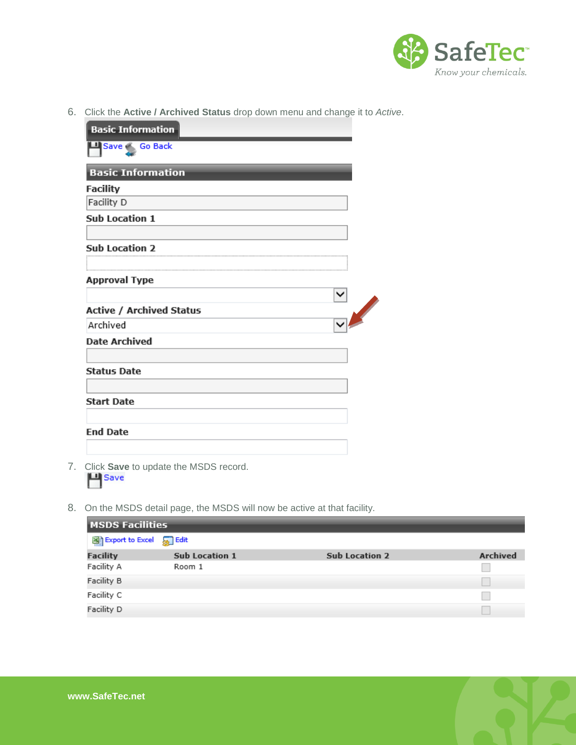6. Click the **Active / Archived Status** drop down menu and change it to *Active*.

**Basic Information**

Save | Go Back

**Basic Information**

**Facility**

Facility D

**Sub Location 1**

**Sub Location 2**

**Approval Type**

**Active / Archived Status**

Archived

**Date Archived**

**Status Date**

**Start Date**

**End Date**

7. Click **Save** to update the MSDS record.

Save

8. On the MSDS detail page, the MSDS will now be active at that facility.

**MSDS Facilities**

Export to Excel | Edit

| Facility | Sub Location 1 | Sub Location 2 | Archived |
|---|---|---|---|
| Facility A | Room 1 | | ☐ |
| Facility B | | | ☐ |
| Facility C | | | ☐ |
| Facility D | | | ☐ |